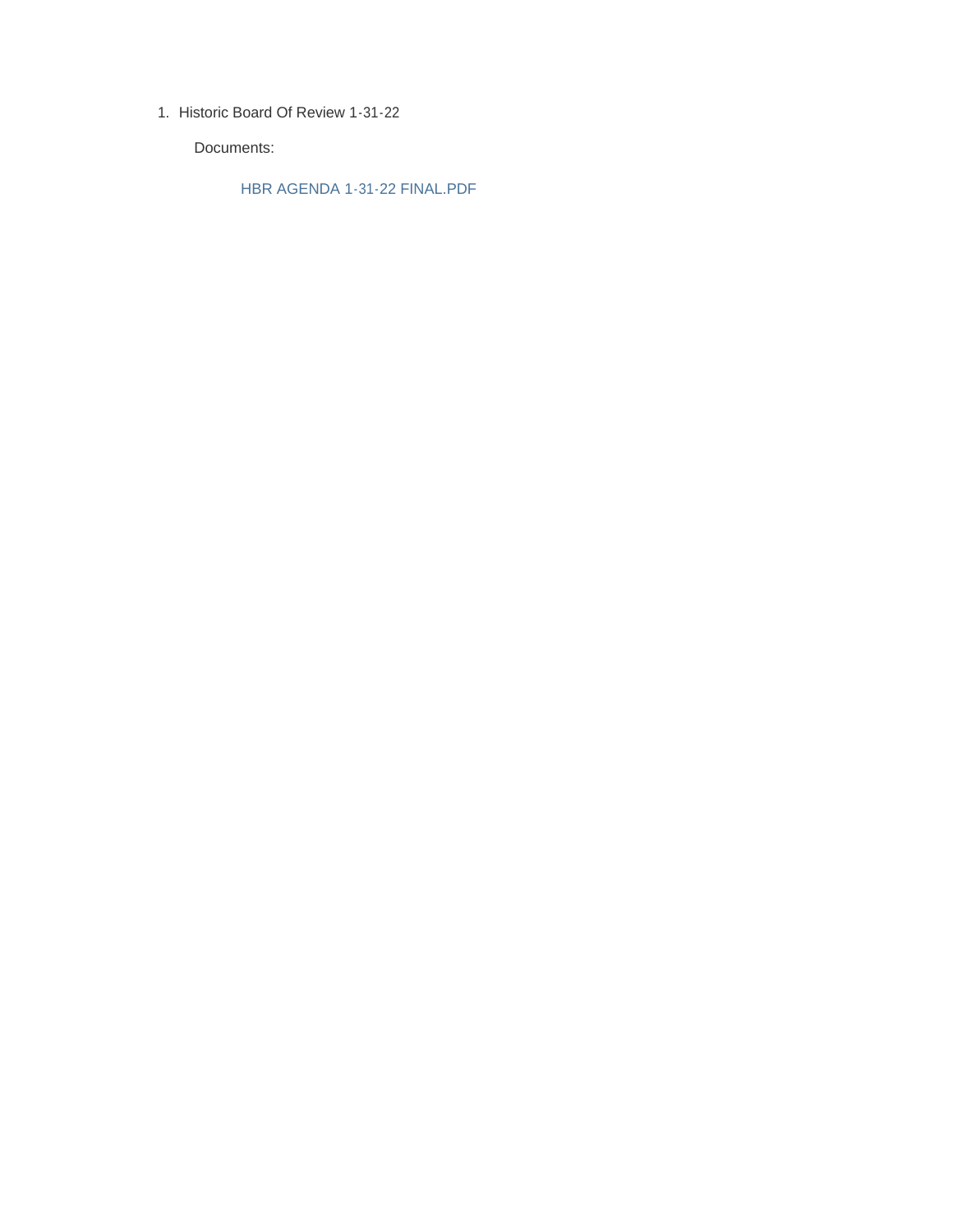1. Historic Board Of Review 1-31-22

   Documents:

   HBR AGENDA 1-31-22 FINAL.PDF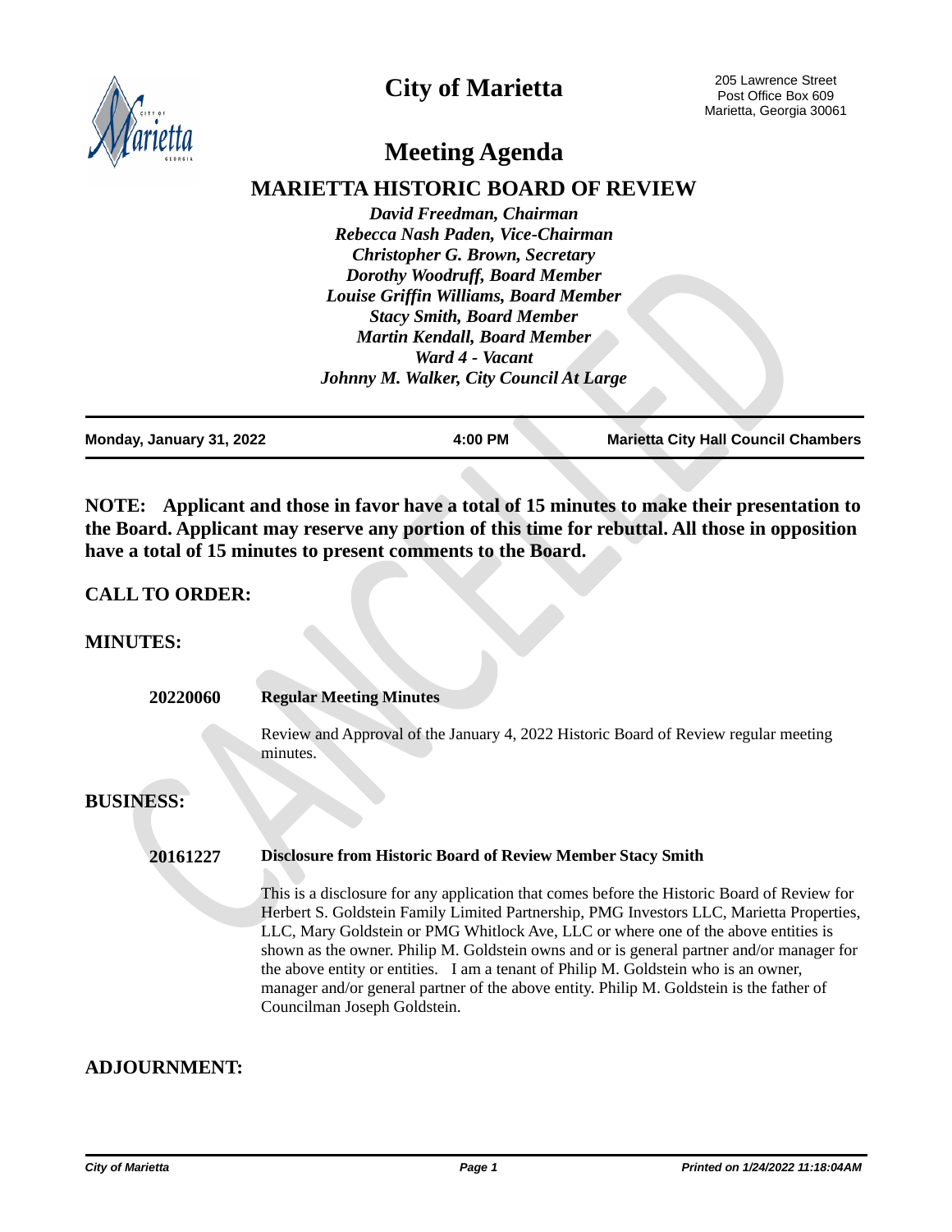# City of Marietta

205 Lawrence Street
Post Office Box 609
Marietta, Georgia 30061

# Meeting Agenda

## MARIETTA HISTORIC BOARD OF REVIEW

*David Freedman, Chairman*
*Rebecca Nash Paden, Vice-Chairman*
*Christopher G. Brown, Secretary*
*Dorothy Woodruff, Board Member*
*Louise Griffin Williams, Board Member*
*Stacy Smith, Board Member*
*Martin Kendall, Board Member*
*Ward 4 - Vacant*
*Johnny M. Walker, City Council At Large*

| Monday, January 31, 2022 | 4:00 PM | Marietta City Hall Council Chambers |
|---|---|---|

CANCELED

**NOTE: Applicant and those in favor have a total of 15 minutes to make their presentation to the Board. Applicant may reserve any portion of this time for rebuttal. All those in opposition have a total of 15 minutes to present comments to the Board.**

## CALL TO ORDER:

## MINUTES:

**20220060** **Regular Meeting Minutes**

Review and Approval of the January 4, 2022 Historic Board of Review regular meeting minutes.

## BUSINESS:

**20161227** **Disclosure from Historic Board of Review Member Stacy Smith**

This is a disclosure for any application that comes before the Historic Board of Review for Herbert S. Goldstein Family Limited Partnership, PMG Investors LLC, Marietta Properties, LLC, Mary Goldstein or PMG Whitlock Ave, LLC or where one of the above entities is shown as the owner. Philip M. Goldstein owns and or is general partner and/or manager for the above entity or entities. I am a tenant of Philip M. Goldstein who is an owner, manager and/or general partner of the above entity. Philip M. Goldstein is the father of Councilman Joseph Goldstein.

## ADJOURNMENT: